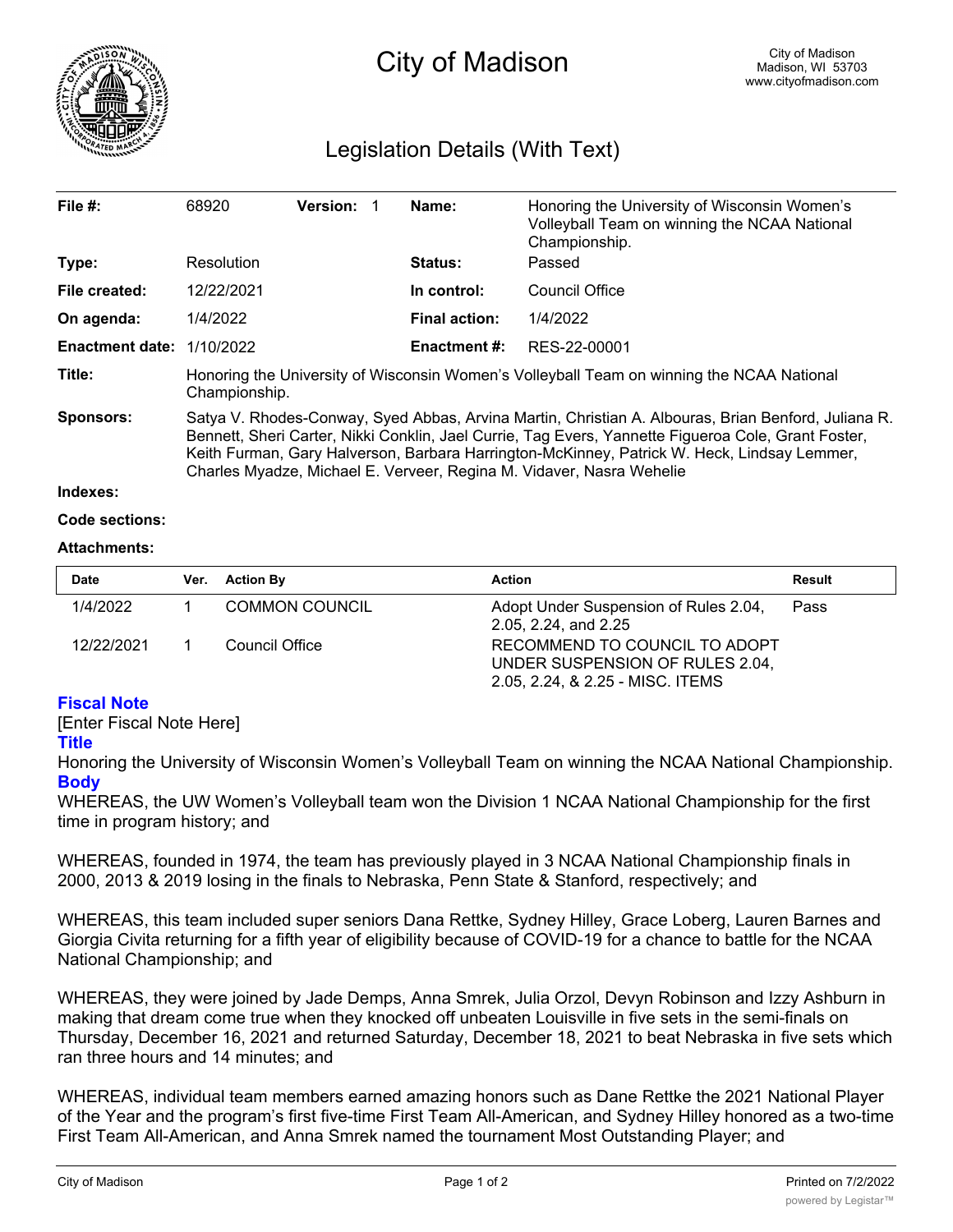# City of Madison

City of Madison
Madison, WI 53703
www.cityofmadison.com

## Legislation Details (With Text)

| | | | | | |
|---|---|---|---|---|---|
| **File #:** | 68920 | **Version:** 1 | | **Name:** | Honoring the University of Wisconsin Women's Volleyball Team on winning the NCAA National Championship. |
| **Type:** | Resolution | | | **Status:** | Passed |
| **File created:** | 12/22/2021 | | | **In control:** | Council Office |
| **On agenda:** | 1/4/2022 | | | **Final action:** | 1/4/2022 |
| **Enactment date:** | 1/10/2022 | | | **Enactment #:** | RES-22-00001 |

**Title:** Honoring the University of Wisconsin Women's Volleyball Team on winning the NCAA National Championship.

**Sponsors:** Satya V. Rhodes-Conway, Syed Abbas, Arvina Martin, Christian A. Albouras, Brian Benford, Juliana R. Bennett, Sheri Carter, Nikki Conklin, Jael Currie, Tag Evers, Yannette Figueroa Cole, Grant Foster, Keith Furman, Gary Halverson, Barbara Harrington-McKinney, Patrick W. Heck, Lindsay Lemmer, Charles Myadze, Michael E. Verveer, Regina M. Vidaver, Nasra Wehelie

**Indexes:**

**Code sections:**

**Attachments:**

| Date | Ver. | Action By | Action | Result |
|---|---|---|---|---|
| 1/4/2022 | 1 | COMMON COUNCIL | Adopt Under Suspension of Rules 2.04, 2.05, 2.24, and 2.25 | Pass |
| 12/22/2021 | 1 | Council Office | RECOMMEND TO COUNCIL TO ADOPT UNDER SUSPENSION OF RULES 2.04, 2.05, 2.24, & 2.25 - MISC. ITEMS | |

### Fiscal Note

[Enter Fiscal Note Here]

### Title

Honoring the University of Wisconsin Women's Volleyball Team on winning the NCAA National Championship.

### Body

WHEREAS, the UW Women's Volleyball team won the Division 1 NCAA National Championship for the first time in program history; and

WHEREAS, founded in 1974, the team has previously played in 3 NCAA National Championship finals in 2000, 2013 & 2019 losing in the finals to Nebraska, Penn State & Stanford, respectively; and

WHEREAS, this team included super seniors Dana Rettke, Sydney Hilley, Grace Loberg, Lauren Barnes and Giorgia Civita returning for a fifth year of eligibility because of COVID-19 for a chance to battle for the NCAA National Championship; and

WHEREAS, they were joined by Jade Demps, Anna Smrek, Julia Orzol, Devyn Robinson and Izzy Ashburn in making that dream come true when they knocked off unbeaten Louisville in five sets in the semi-finals on Thursday, December 16, 2021 and returned Saturday, December 18, 2021 to beat Nebraska in five sets which ran three hours and 14 minutes; and

WHEREAS, individual team members earned amazing honors such as Dane Rettke the 2021 National Player of the Year and the program's first five-time First Team All-American, and Sydney Hilley honored as a two-time First Team All-American, and Anna Smrek named the tournament Most Outstanding Player; and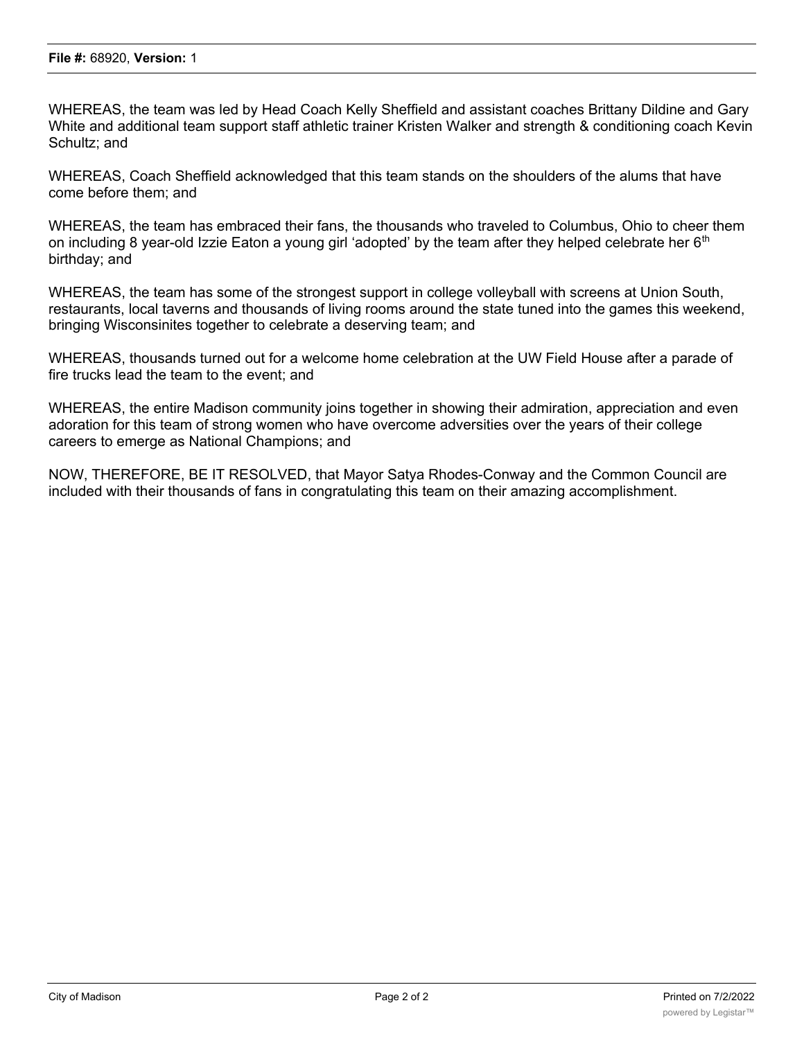**File #:** 68920, **Version:** 1

WHEREAS, the team was led by Head Coach Kelly Sheffield and assistant coaches Brittany Dildine and Gary White and additional team support staff athletic trainer Kristen Walker and strength & conditioning coach Kevin Schultz; and

WHEREAS, Coach Sheffield acknowledged that this team stands on the shoulders of the alums that have come before them; and

WHEREAS, the team has embraced their fans, the thousands who traveled to Columbus, Ohio to cheer them on including 8 year-old Izzie Eaton a young girl 'adopted' by the team after they helped celebrate her 6th birthday; and

WHEREAS, the team has some of the strongest support in college volleyball with screens at Union South, restaurants, local taverns and thousands of living rooms around the state tuned into the games this weekend, bringing Wisconsinites together to celebrate a deserving team; and

WHEREAS, thousands turned out for a welcome home celebration at the UW Field House after a parade of fire trucks lead the team to the event; and

WHEREAS, the entire Madison community joins together in showing their admiration, appreciation and even adoration for this team of strong women who have overcome adversities over the years of their college careers to emerge as National Champions; and

NOW, THEREFORE, BE IT RESOLVED, that Mayor Satya Rhodes-Conway and the Common Council are included with their thousands of fans in congratulating this team on their amazing accomplishment.